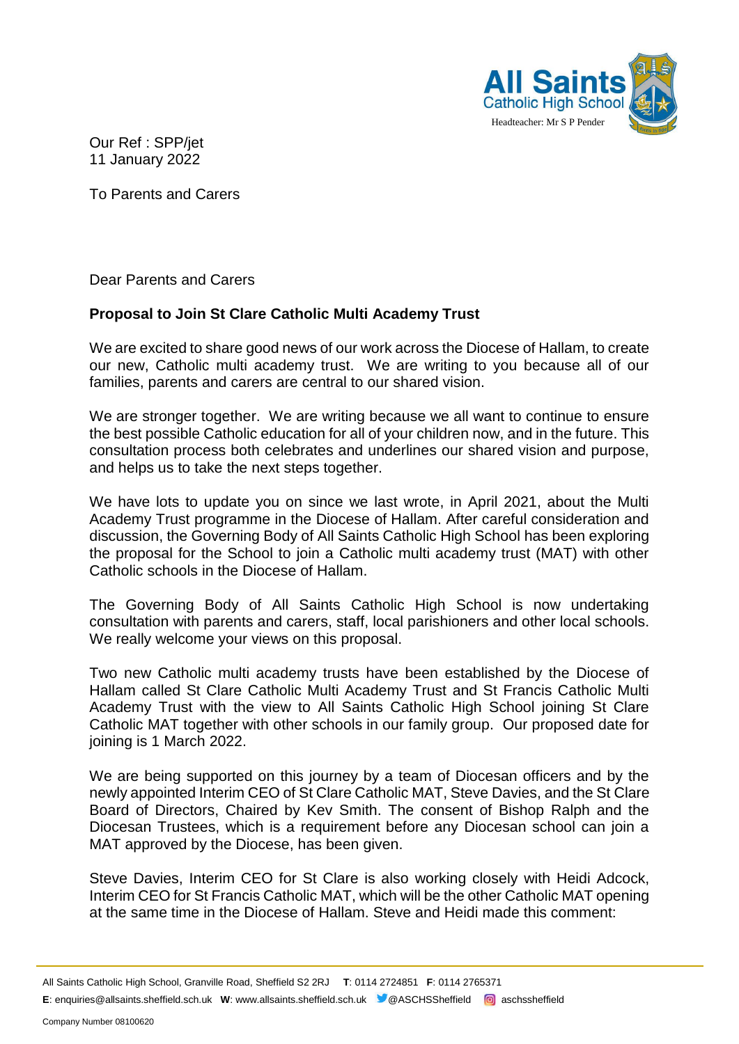All Saints Catholic High School

Headteacher: Mr S P Pender

Our Ref : SPP/jet
11 January 2022

To Parents and Carers

Dear Parents and Carers

**Proposal to Join St Clare Catholic Multi Academy Trust**

We are excited to share good news of our work across the Diocese of Hallam, to create our new, Catholic multi academy trust. We are writing to you because all of our families, parents and carers are central to our shared vision.

We are stronger together. We are writing because we all want to continue to ensure the best possible Catholic education for all of your children now, and in the future. This consultation process both celebrates and underlines our shared vision and purpose, and helps us to take the next steps together.

We have lots to update you on since we last wrote, in April 2021, about the Multi Academy Trust programme in the Diocese of Hallam. After careful consideration and discussion, the Governing Body of All Saints Catholic High School has been exploring the proposal for the School to join a Catholic multi academy trust (MAT) with other Catholic schools in the Diocese of Hallam.

The Governing Body of All Saints Catholic High School is now undertaking consultation with parents and carers, staff, local parishioners and other local schools. We really welcome your views on this proposal.

Two new Catholic multi academy trusts have been established by the Diocese of Hallam called St Clare Catholic Multi Academy Trust and St Francis Catholic Multi Academy Trust with the view to All Saints Catholic High School joining St Clare Catholic MAT together with other schools in our family group. Our proposed date for joining is 1 March 2022.

We are being supported on this journey by a team of Diocesan officers and by the newly appointed Interim CEO of St Clare Catholic MAT, Steve Davies, and the St Clare Board of Directors, Chaired by Kev Smith. The consent of Bishop Ralph and the Diocesan Trustees, which is a requirement before any Diocesan school can join a MAT approved by the Diocese, has been given.

Steve Davies, Interim CEO for St Clare is also working closely with Heidi Adcock, Interim CEO for St Francis Catholic MAT, which will be the other Catholic MAT opening at the same time in the Diocese of Hallam. Steve and Heidi made this comment:

All Saints Catholic High School, Granville Road, Sheffield S2 2RJ **T**: 0114 2724851 **F**: 0114 2765371
**E**: enquiries@allsaints.sheffield.sch.uk **W**: www.allsaints.sheffield.sch.uk @ASCHSSheffield aschssheffield

Company Number 08100620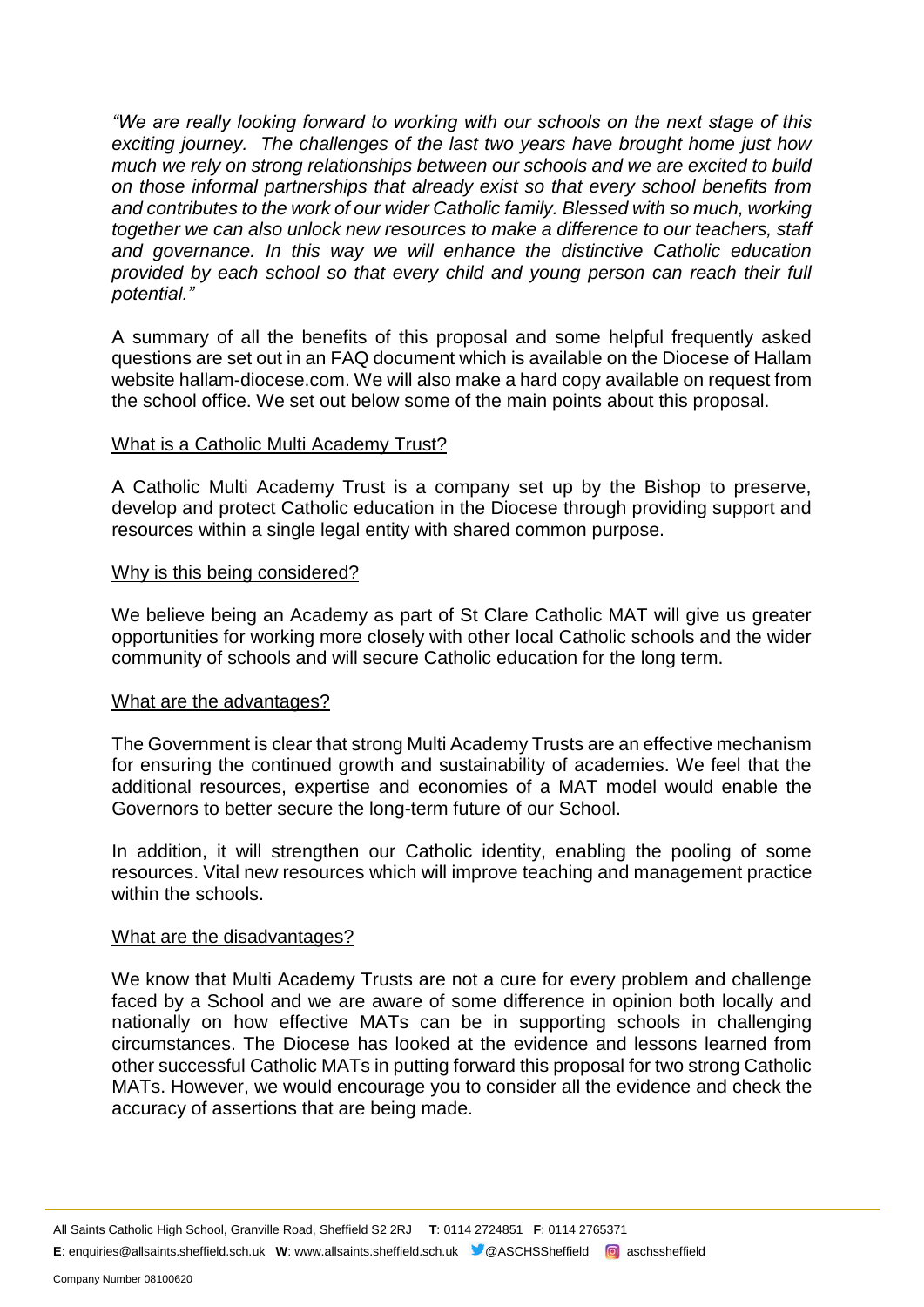*"We are really looking forward to working with our schools on the next stage of this exciting journey. The challenges of the last two years have brought home just how much we rely on strong relationships between our schools and we are excited to build on those informal partnerships that already exist so that every school benefits from and contributes to the work of our wider Catholic family. Blessed with so much, working together we can also unlock new resources to make a difference to our teachers, staff and governance. In this way we will enhance the distinctive Catholic education provided by each school so that every child and young person can reach their full potential."*

A summary of all the benefits of this proposal and some helpful frequently asked questions are set out in an FAQ document which is available on the Diocese of Hallam website hallam-diocese.com. We will also make a hard copy available on request from the school office. We set out below some of the main points about this proposal.

<u>What is a Catholic Multi Academy Trust?</u>

A Catholic Multi Academy Trust is a company set up by the Bishop to preserve, develop and protect Catholic education in the Diocese through providing support and resources within a single legal entity with shared common purpose.

<u>Why is this being considered?</u>

We believe being an Academy as part of St Clare Catholic MAT will give us greater opportunities for working more closely with other local Catholic schools and the wider community of schools and will secure Catholic education for the long term.

<u>What are the advantages?</u>

The Government is clear that strong Multi Academy Trusts are an effective mechanism for ensuring the continued growth and sustainability of academies. We feel that the additional resources, expertise and economies of a MAT model would enable the Governors to better secure the long-term future of our School.

In addition, it will strengthen our Catholic identity, enabling the pooling of some resources. Vital new resources which will improve teaching and management practice within the schools.

<u>What are the disadvantages?</u>

We know that Multi Academy Trusts are not a cure for every problem and challenge faced by a School and we are aware of some difference in opinion both locally and nationally on how effective MATs can be in supporting schools in challenging circumstances. The Diocese has looked at the evidence and lessons learned from other successful Catholic MATs in putting forward this proposal for two strong Catholic MATs. However, we would encourage you to consider all the evidence and check the accuracy of assertions that are being made.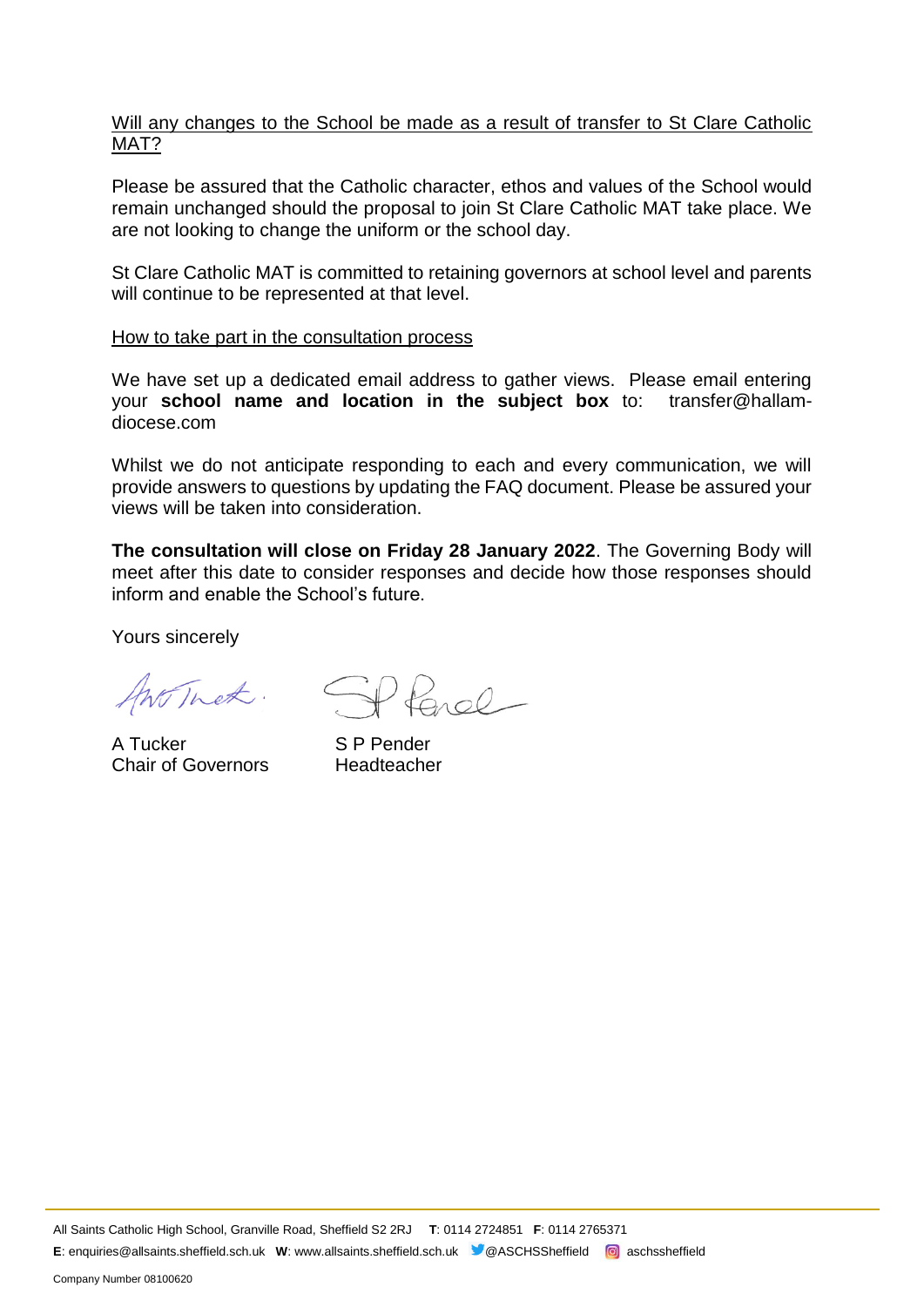<u>Will any changes to the School be made as a result of transfer to St Clare Catholic MAT?</u>

Please be assured that the Catholic character, ethos and values of the School would remain unchanged should the proposal to join St Clare Catholic MAT take place. We are not looking to change the uniform or the school day.

St Clare Catholic MAT is committed to retaining governors at school level and parents will continue to be represented at that level.

<u>How to take part in the consultation process</u>

We have set up a dedicated email address to gather views. Please email entering your **school name and location in the subject box** to: transfer@hallam-diocese.com

Whilst we do not anticipate responding to each and every communication, we will provide answers to questions by updating the FAQ document. Please be assured your views will be taken into consideration.

**The consultation will close on Friday 28 January 2022**. The Governing Body will meet after this date to consider responses and decide how those responses should inform and enable the School's future.

Yours sincerely

A Tucker
Chair of Governors

S P Pender
Headteacher

All Saints Catholic High School, Granville Road, Sheffield S2 2RJ **T**: 0114 2724851 **F**: 0114 2765371
**E**: enquiries@allsaints.sheffield.sch.uk **W**: www.allsaints.sheffield.sch.uk @ASCHSSheffield aschssheffield

Company Number 08100620